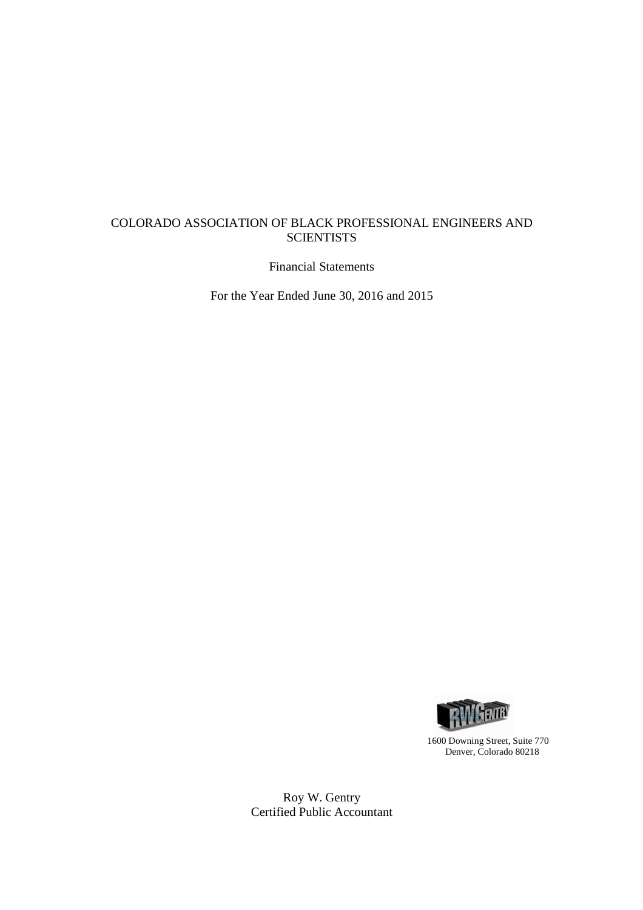# COLORADO ASSOCIATION OF BLACK PROFESSIONAL ENGINEERS AND SCIENTISTS

Financial Statements

For the Year Ended June 30, 2016 and 2015

RWGENTRY

1600 Downing Street, Suite 770
Denver, Colorado 80218

Roy W. Gentry
Certified Public Accountant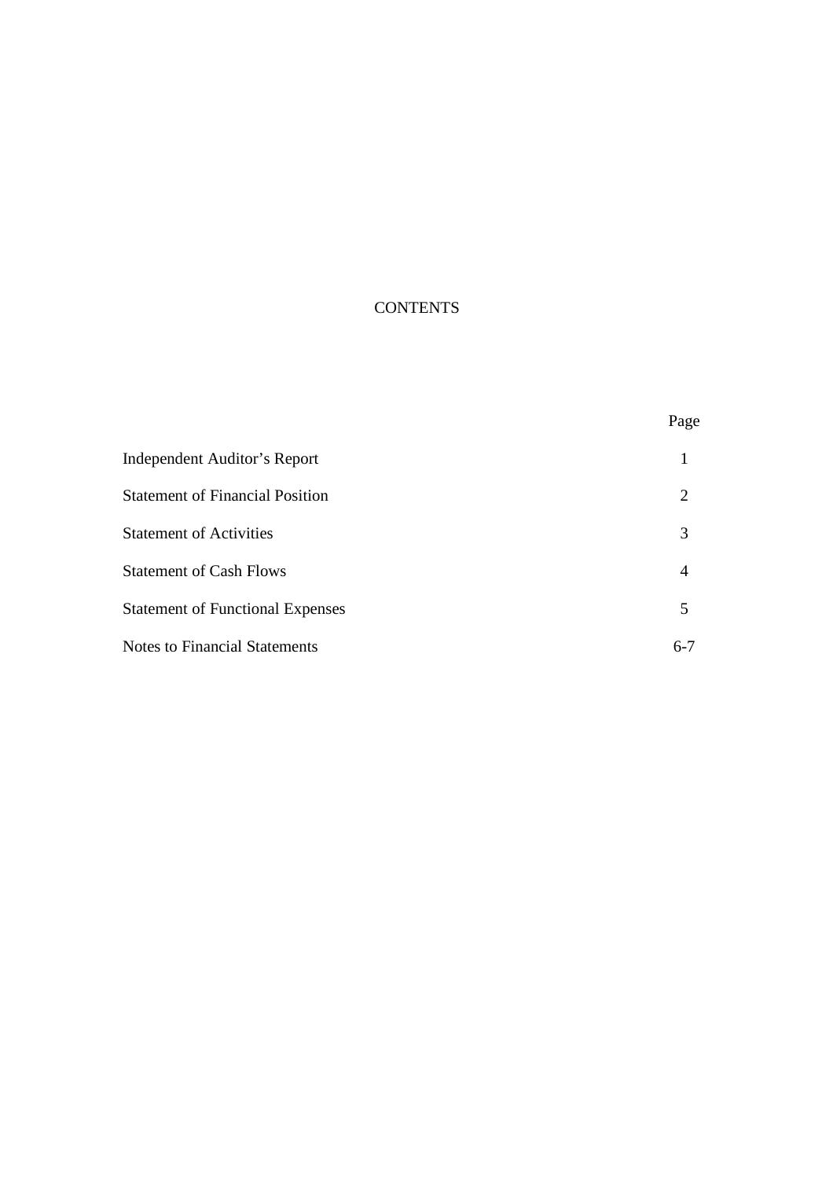# CONTENTS

| | Page |
|---|---|
| Independent Auditor's Report | 1 |
| Statement of Financial Position | 2 |
| Statement of Activities | 3 |
| Statement of Cash Flows | 4 |
| Statement of Functional Expenses | 5 |
| Notes to Financial Statements | 6-7 |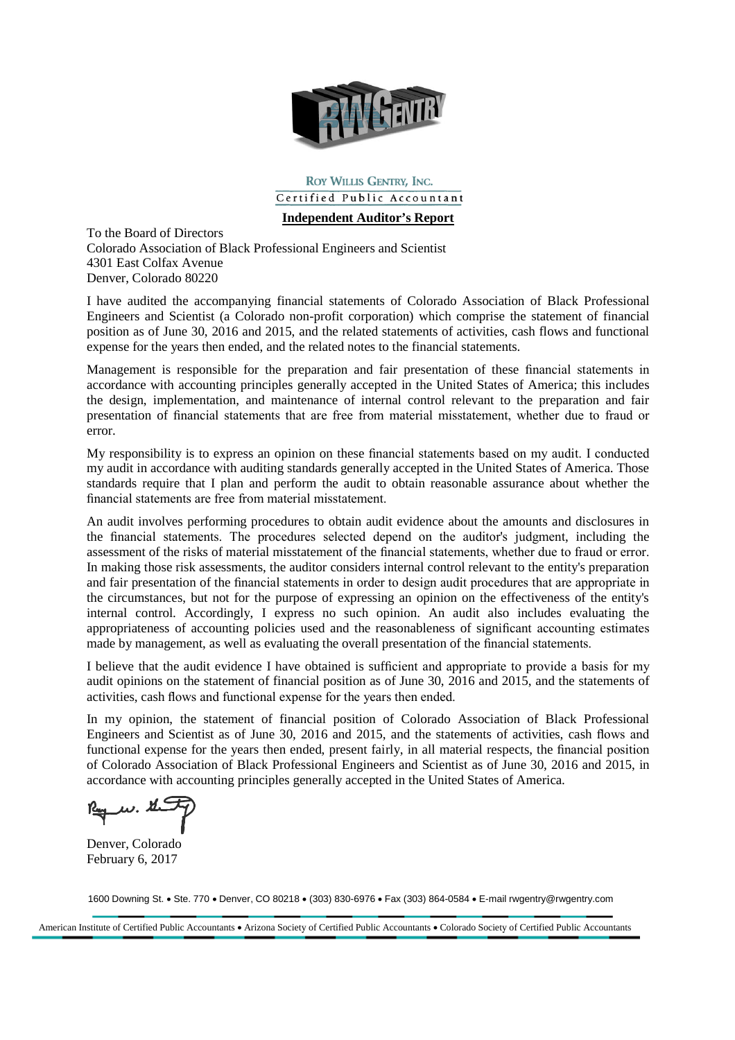ROY WILLIS GENTRY, INC.

Certified Public Accountant

## Independent Auditor's Report

To the Board of Directors
Colorado Association of Black Professional Engineers and Scientist
4301 East Colfax Avenue
Denver, Colorado 80220

I have audited the accompanying financial statements of Colorado Association of Black Professional Engineers and Scientist (a Colorado non-profit corporation) which comprise the statement of financial position as of June 30, 2016 and 2015, and the related statements of activities, cash flows and functional expense for the years then ended, and the related notes to the financial statements.

Management is responsible for the preparation and fair presentation of these financial statements in accordance with accounting principles generally accepted in the United States of America; this includes the design, implementation, and maintenance of internal control relevant to the preparation and fair presentation of financial statements that are free from material misstatement, whether due to fraud or error.

My responsibility is to express an opinion on these financial statements based on my audit. I conducted my audit in accordance with auditing standards generally accepted in the United States of America. Those standards require that I plan and perform the audit to obtain reasonable assurance about whether the financial statements are free from material misstatement.

An audit involves performing procedures to obtain audit evidence about the amounts and disclosures in the financial statements. The procedures selected depend on the auditor's judgment, including the assessment of the risks of material misstatement of the financial statements, whether due to fraud or error. In making those risk assessments, the auditor considers internal control relevant to the entity's preparation and fair presentation of the financial statements in order to design audit procedures that are appropriate in the circumstances, but not for the purpose of expressing an opinion on the effectiveness of the entity's internal control. Accordingly, I express no such opinion. An audit also includes evaluating the appropriateness of accounting policies used and the reasonableness of significant accounting estimates made by management, as well as evaluating the overall presentation of the financial statements.

I believe that the audit evidence I have obtained is sufficient and appropriate to provide a basis for my audit opinions on the statement of financial position as of June 30, 2016 and 2015, and the statements of activities, cash flows and functional expense for the years then ended.

In my opinion, the statement of financial position of Colorado Association of Black Professional Engineers and Scientist as of June 30, 2016 and 2015, and the statements of activities, cash flows and functional expense for the years then ended, present fairly, in all material respects, the financial position of Colorado Association of Black Professional Engineers and Scientist as of June 30, 2016 and 2015, in accordance with accounting principles generally accepted in the United States of America.

Roy W. Gentry

Denver, Colorado
February 6, 2017

1600 Downing St. • Ste. 770 • Denver, CO 80218 • (303) 830-6976 • Fax (303) 864-0584 • E-mail rwgentry@rwgentry.com

American Institute of Certified Public Accountants • Arizona Society of Certified Public Accountants • Colorado Society of Certified Public Accountants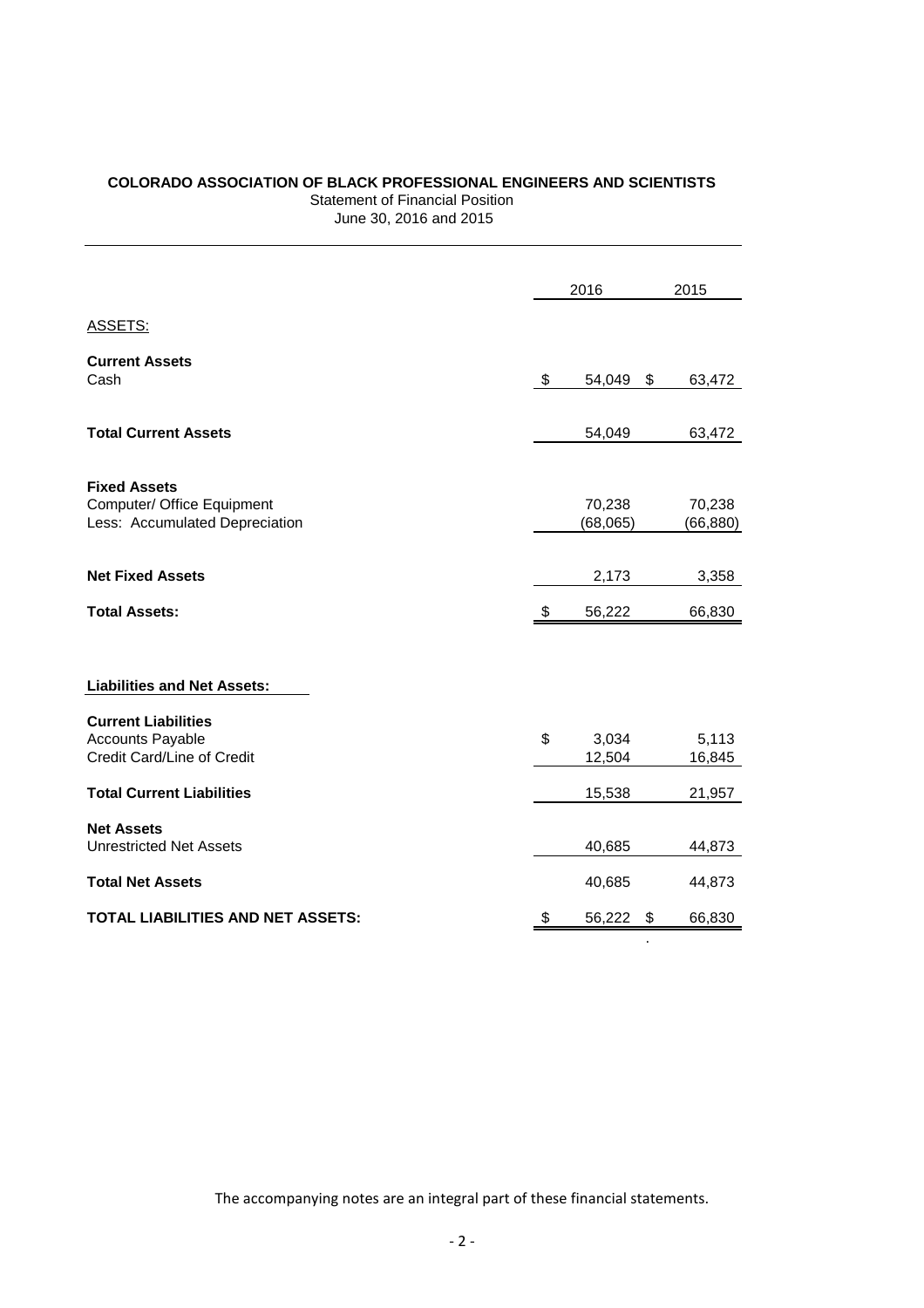**COLORADO ASSOCIATION OF BLACK PROFESSIONAL ENGINEERS AND SCIENTISTS**

Statement of Financial Position

June 30, 2016 and 2015

| | 2016 | 2015 |
|---|---|---|
| ASSETS: | | |
| **Current Assets** | | |
| Cash | $ 54,049 | $ 63,472 |
| **Total Current Assets** | 54,049 | 63,472 |
| **Fixed Assets** | | |
| Computer/ Office Equipment | 70,238 | 70,238 |
| Less: Accumulated Depreciation | (68,065) | (66,880) |
| **Net Fixed Assets** | 2,173 | 3,358 |
| **Total Assets:** | $ 56,222 | 66,830 |
| **Liabilities and Net Assets:** | | |
| **Current Liabilities** | | |
| Accounts Payable | $ 3,034 | 5,113 |
| Credit Card/Line of Credit | 12,504 | 16,845 |
| **Total Current Liabilities** | 15,538 | 21,957 |
| **Net Assets** | | |
| Unrestricted Net Assets | 40,685 | 44,873 |
| **Total Net Assets** | 40,685 | 44,873 |
| **TOTAL LIABILITIES AND NET ASSETS:** | $ 56,222 | $ 66,830 |

The accompanying notes are an integral part of these financial statements.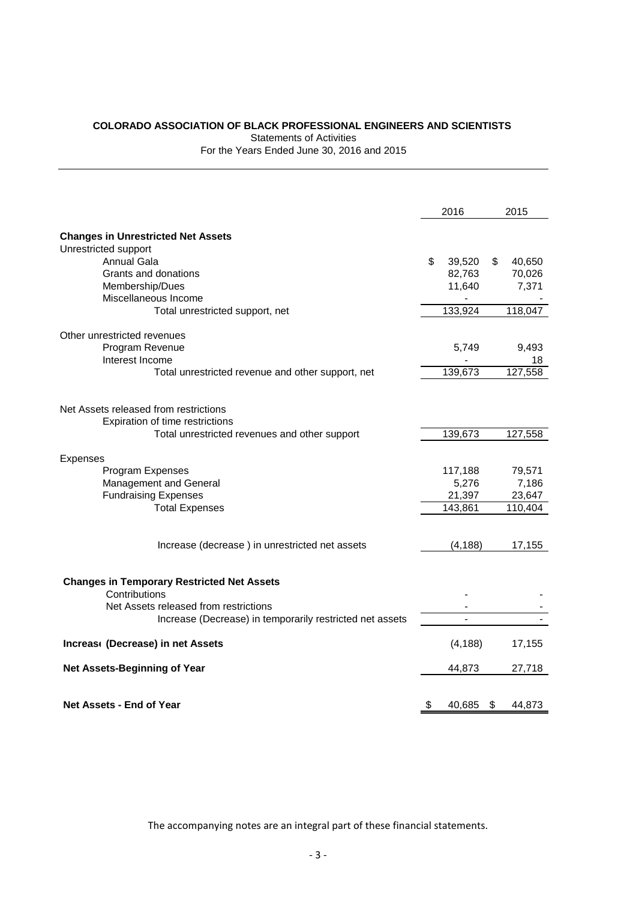**COLORADO ASSOCIATION OF BLACK PROFESSIONAL ENGINEERS AND SCIENTISTS**

Statements of Activities

For the Years Ended June 30, 2016 and 2015

| | 2016 | 2015 |
|---|---|---|
| **Changes in Unrestricted Net Assets** | | |
| Unrestricted support | | |
| Annual Gala | $ 39,520 | $ 40,650 |
| Grants and donations | 82,763 | 70,026 |
| Membership/Dues | 11,640 | 7,371 |
| Miscellaneous Income | - | - |
| Total unrestricted support, net | 133,924 | 118,047 |
| Other unrestricted revenues | | |
| Program Revenue | 5,749 | 9,493 |
| Interest Income | - | 18 |
| Total unrestricted revenue and other support, net | 139,673 | 127,558 |
| Net Assets released from restrictions | | |
| Expiration of time restrictions | | |
| Total unrestricted revenues and other support | 139,673 | 127,558 |
| Expenses | | |
| Program Expenses | 117,188 | 79,571 |
| Management and General | 5,276 | 7,186 |
| Fundraising Expenses | 21,397 | 23,647 |
| Total Expenses | 143,861 | 110,404 |
| Increase (decrease ) in unrestricted net assets | (4,188) | 17,155 |
| **Changes in Temporary Restricted Net Assets** | | |
| Contributions | - | - |
| Net Assets released from restrictions | - | - |
| Increase (Decrease) in temporarily restricted net assets | - | - |
| **Increas( (Decrease) in net Assets** | (4,188) | 17,155 |
| **Net Assets-Beginning of Year** | 44,873 | 27,718 |
| **Net Assets - End of Year** | $ 40,685 | $ 44,873 |

The accompanying notes are an integral part of these financial statements.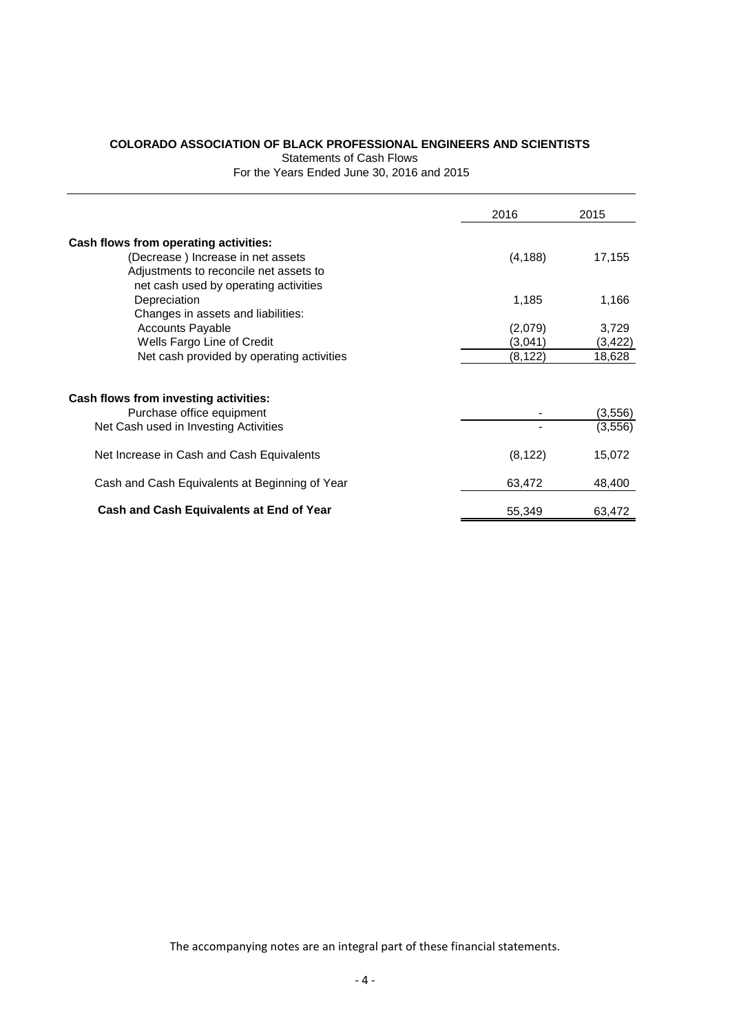**COLORADO ASSOCIATION OF BLACK PROFESSIONAL ENGINEERS AND SCIENTISTS**

Statements of Cash Flows

For the Years Ended June 30, 2016 and 2015

| | 2016 | 2015 |
|---|---|---|
| **Cash flows from operating activities:** | | |
| (Decrease ) Increase in net assets | (4,188) | 17,155 |
| Adjustments to reconcile net assets to net cash used by operating activities | | |
| Depreciation | 1,185 | 1,166 |
| Changes in assets and liabilities: | | |
| Accounts Payable | (2,079) | 3,729 |
| Wells Fargo Line of Credit | (3,041) | (3,422) |
| Net cash provided by operating activities | (8,122) | 18,628 |
| | | |
| **Cash flows from investing activities:** | | |
| Purchase office equipment | - | (3,556) |
| Net Cash used in Investing Activities | - | (3,556) |
| | | |
| Net Increase in Cash and Cash Equivalents | (8,122) | 15,072 |
| | | |
| Cash and Cash Equivalents at Beginning of Year | 63,472 | 48,400 |
| | | |
| **Cash and Cash Equivalents at End of Year** | 55,349 | 63,472 |

The accompanying notes are an integral part of these financial statements.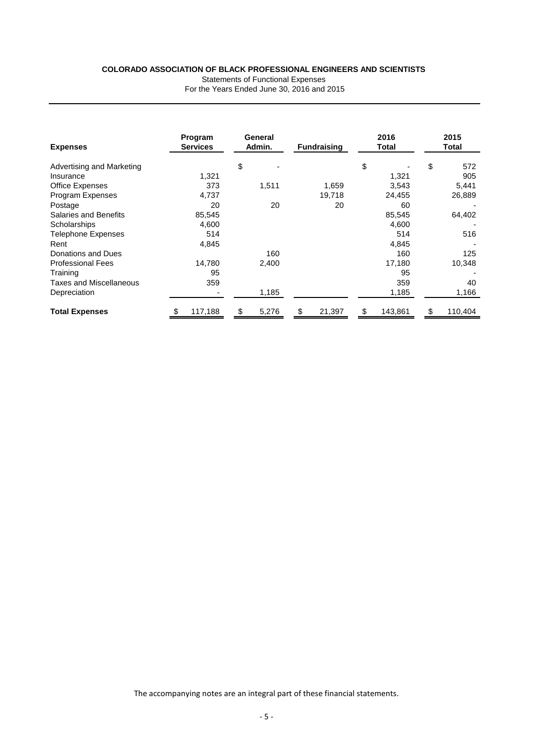**COLORADO ASSOCIATION OF BLACK PROFESSIONAL ENGINEERS AND SCIENTISTS**

Statements of Functional Expenses

For the Years Ended June 30, 2016 and 2015

| Expenses | Program Services | General Admin. | Fundraising | 2016 Total | 2015 Total |
|---|---|---|---|---|---|
| Advertising and Marketing | | $ - | | $ - | $ 572 |
| Insurance | 1,321 | | | 1,321 | 905 |
| Office Expenses | 373 | 1,511 | 1,659 | 3,543 | 5,441 |
| Program Expenses | 4,737 | | 19,718 | 24,455 | 26,889 |
| Postage | 20 | 20 | 20 | 60 | - |
| Salaries and Benefits | 85,545 | | | 85,545 | 64,402 |
| Scholarships | 4,600 | | | 4,600 | - |
| Telephone Expenses | 514 | | | 514 | 516 |
| Rent | 4,845 | | | 4,845 | - |
| Donations and Dues | | 160 | | 160 | 125 |
| Professional Fees | 14,780 | 2,400 | | 17,180 | 10,348 |
| Training | 95 | | | 95 | - |
| Taxes and Miscellaneous | 359 | | | 359 | 40 |
| Depreciation | - | 1,185 | | 1,185 | 1,166 |
| **Total Expenses** | $ 117,188 | $ 5,276 | $ 21,397 | $ 143,861 | $ 110,404 |

The accompanying notes are an integral part of these financial statements.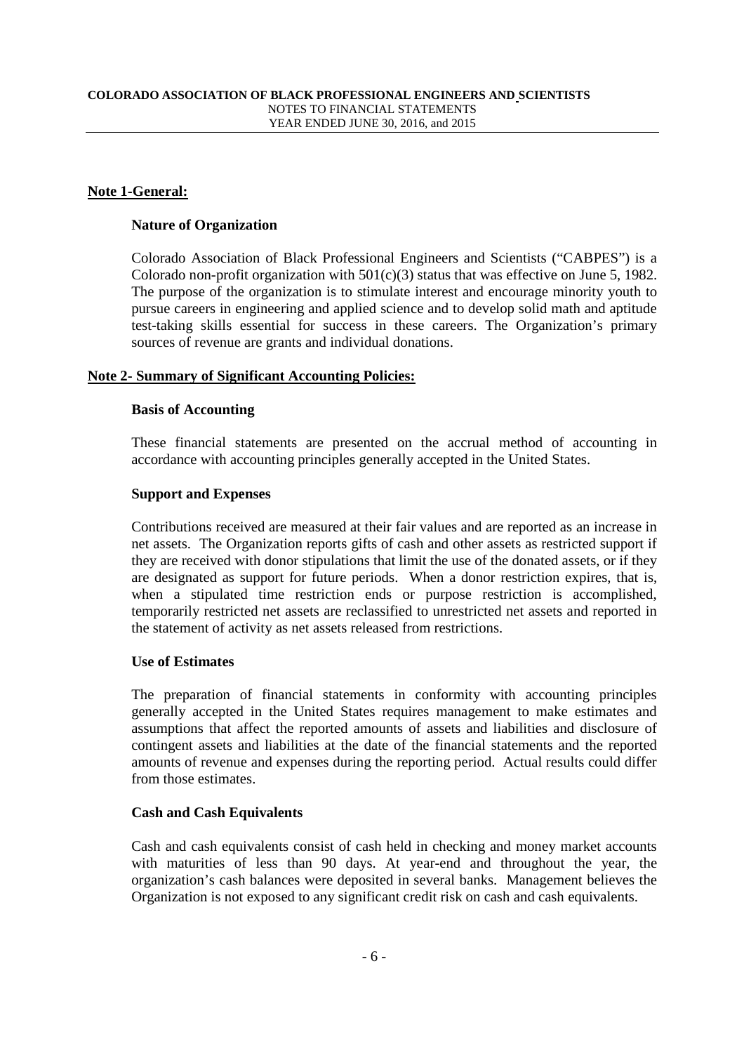**COLORADO ASSOCIATION OF BLACK PROFESSIONAL ENGINEERS AND SCIENTISTS**
NOTES TO FINANCIAL STATEMENTS
YEAR ENDED JUNE 30, 2016, and 2015

## Note 1-General:

### Nature of Organization

Colorado Association of Black Professional Engineers and Scientists ("CABPES") is a Colorado non-profit organization with 501(c)(3) status that was effective on June 5, 1982. The purpose of the organization is to stimulate interest and encourage minority youth to pursue careers in engineering and applied science and to develop solid math and aptitude test-taking skills essential for success in these careers. The Organization's primary sources of revenue are grants and individual donations.

## Note 2- Summary of Significant Accounting Policies:

### Basis of Accounting

These financial statements are presented on the accrual method of accounting in accordance with accounting principles generally accepted in the United States.

### Support and Expenses

Contributions received are measured at their fair values and are reported as an increase in net assets. The Organization reports gifts of cash and other assets as restricted support if they are received with donor stipulations that limit the use of the donated assets, or if they are designated as support for future periods. When a donor restriction expires, that is, when a stipulated time restriction ends or purpose restriction is accomplished, temporarily restricted net assets are reclassified to unrestricted net assets and reported in the statement of activity as net assets released from restrictions.

### Use of Estimates

The preparation of financial statements in conformity with accounting principles generally accepted in the United States requires management to make estimates and assumptions that affect the reported amounts of assets and liabilities and disclosure of contingent assets and liabilities at the date of the financial statements and the reported amounts of revenue and expenses during the reporting period. Actual results could differ from those estimates.

### Cash and Cash Equivalents

Cash and cash equivalents consist of cash held in checking and money market accounts with maturities of less than 90 days. At year-end and throughout the year, the organization's cash balances were deposited in several banks. Management believes the Organization is not exposed to any significant credit risk on cash and cash equivalents.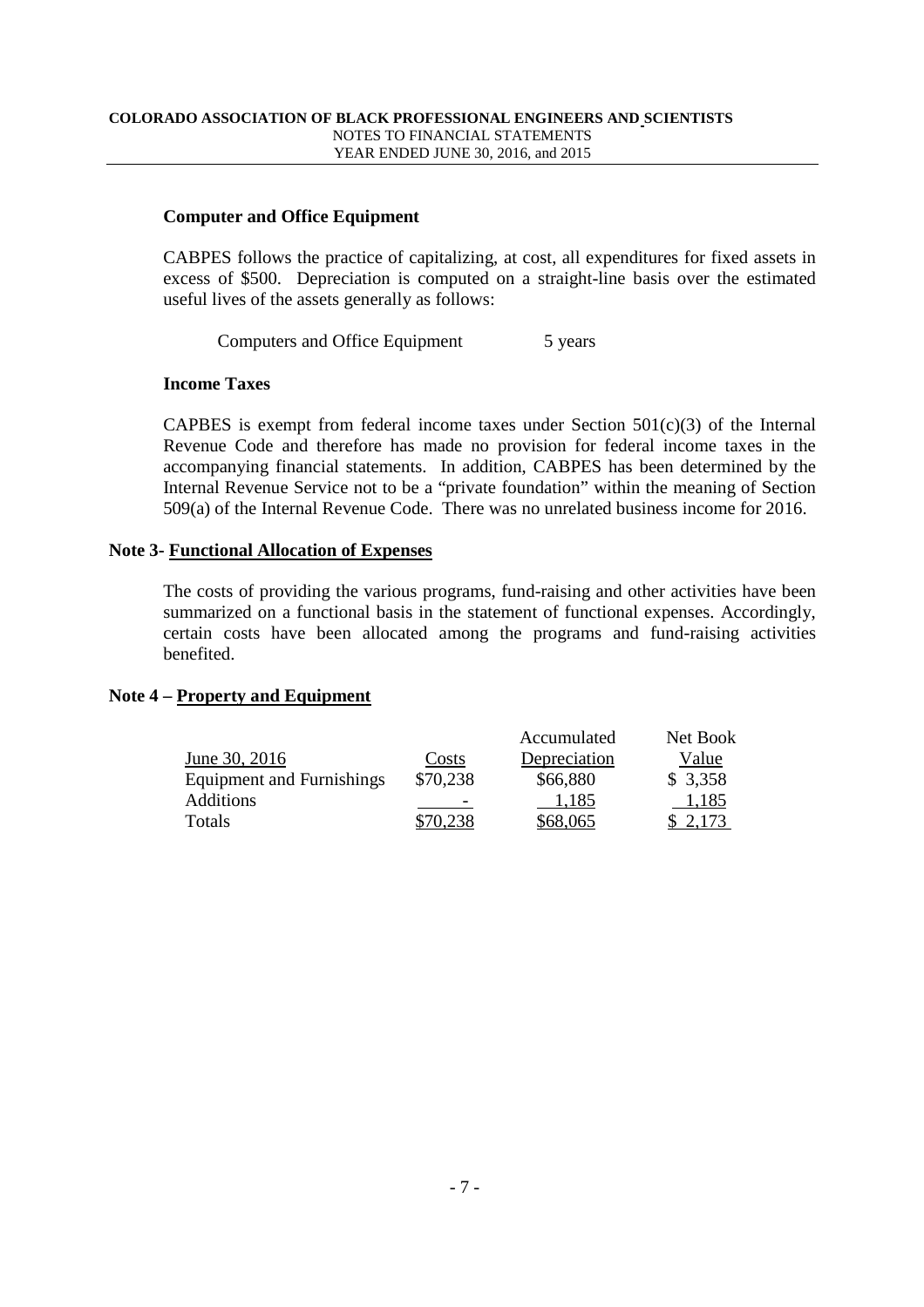### Computer and Office Equipment

CABPES follows the practice of capitalizing, at cost, all expenditures for fixed assets in excess of $500. Depreciation is computed on a straight-line basis over the estimated useful lives of the assets generally as follows:

| | |
|---|---|
| Computers and Office Equipment | 5 years |

### Income Taxes

CAPBES is exempt from federal income taxes under Section 501(c)(3) of the Internal Revenue Code and therefore has made no provision for federal income taxes in the accompanying financial statements. In addition, CABPES has been determined by the Internal Revenue Service not to be a "private foundation" within the meaning of Section 509(a) of the Internal Revenue Code. There was no unrelated business income for 2016.

## Note 3- Functional Allocation of Expenses

The costs of providing the various programs, fund-raising and other activities have been summarized on a functional basis in the statement of functional expenses. Accordingly, certain costs have been allocated among the programs and fund-raising activities benefited.

## Note 4 – Property and Equipment

| June 30, 2016 | Costs | Accumulated Depreciation | Net Book Value |
|---|---|---|---|
| Equipment and Furnishings | $70,238 | $66,880 | $ 3,358 |
| Additions | - | 1,185 | 1,185 |
| Totals | $70,238 | $68,065 | $ 2,173 |